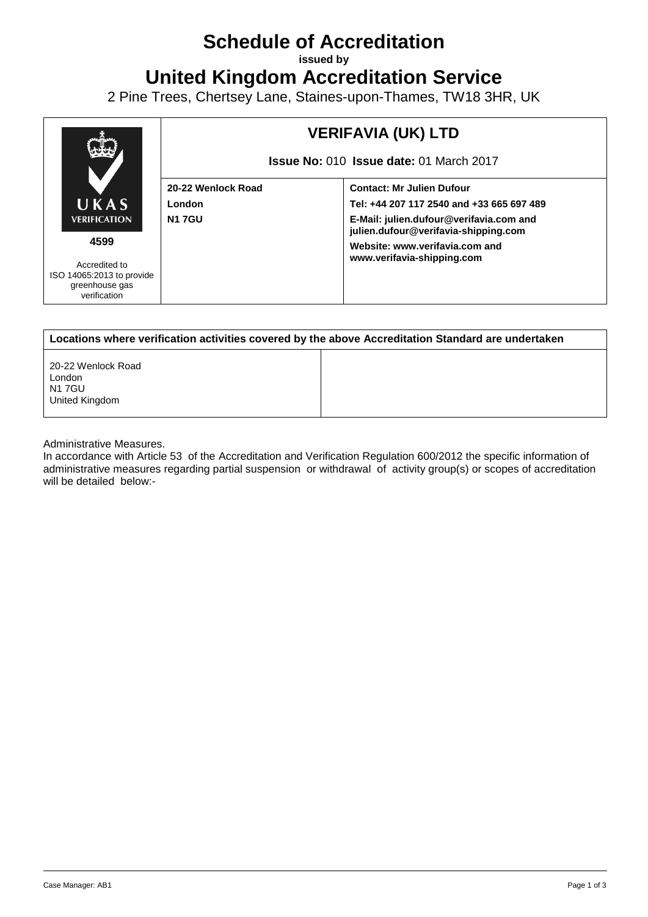# Schedule of Accreditation

**issued by**

# United Kingdom Accreditation Service

2 Pine Trees, Chertsey Lane, Staines-upon-Thames, TW18 3HR, UK

| UKAS VERIFICATION<br>**4599**<br>Accredited to ISO 14065:2013 to provide greenhouse gas verification | **VERIFAVIA (UK) LTD**<br>**Issue No:** 010 **Issue date:** 01 March 2017 | |
|---|---|---|
| | **20-22 Wenlock Road**<br>**London**<br>**N1 7GU** | **Contact: Mr Julien Dufour**<br>**Tel: +44 207 117 2540 and +33 665 697 489**<br>**E-Mail: julien.dufour@verifavia.com and julien.dufour@verifavia-shipping.com**<br>**Website: www.verifavia.com and www.verifavia-shipping.com** |

| Locations where verification activities covered by the above Accreditation Standard are undertaken | |
|---|---|
| 20-22 Wenlock Road<br>London<br>N1 7GU<br>United Kingdom | |

Administrative Measures.

In accordance with Article 53 of the Accreditation and Verification Regulation 600/2012 the specific information of administrative measures regarding partial suspension or withdrawal of activity group(s) or scopes of accreditation will be detailed below:-

Case Manager: AB1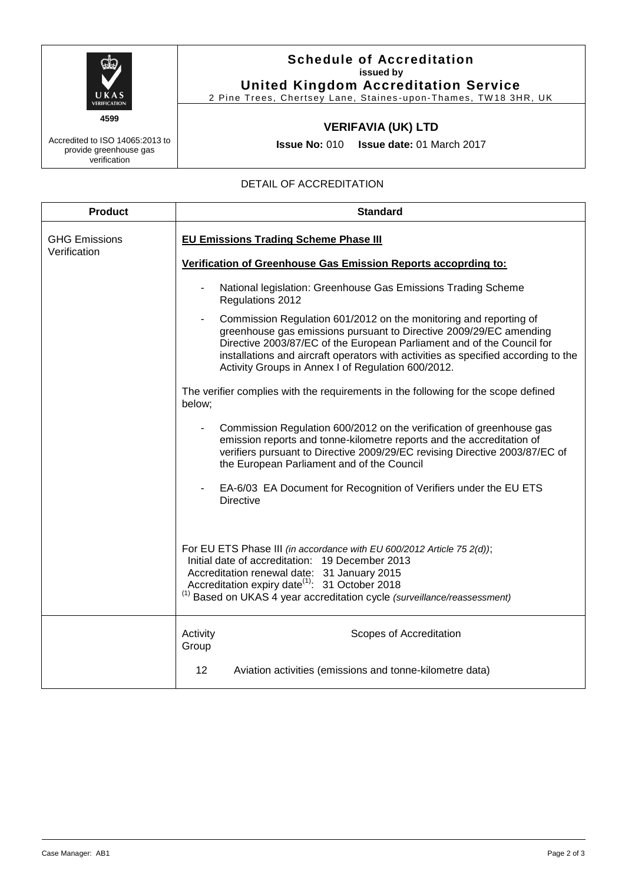UKAS VERIFICATION

4599

Accredited to ISO 14065:2013 to provide greenhouse gas verification

# Schedule of Accreditation

**issued by**

**United Kingdom Accreditation Service**

2 Pine Trees, Chertsey Lane, Staines-upon-Thames, TW18 3HR, UK

## VERIFAVIA (UK) LTD

**Issue No:** 010 **Issue date:** 01 March 2017

DETAIL OF ACCREDITATION

| Product | Standard |
|---|---|
| GHG Emissions Verification | **EU Emissions Trading Scheme Phase III**<br><br>**Verification of Greenhouse Gas Emission Reports accoprding to:**<br><br>- National legislation: Greenhouse Gas Emissions Trading Scheme Regulations 2012<br>- Commission Regulation 601/2012 on the monitoring and reporting of greenhouse gas emissions pursuant to Directive 2009/29/EC amending Directive 2003/87/EC of the European Parliament and of the Council for installations and aircraft operators with activities as specified according to the Activity Groups in Annex I of Regulation 600/2012.<br><br>The verifier complies with the requirements in the following for the scope defined below;<br><br>- Commission Regulation 600/2012 on the verification of greenhouse gas emission reports and tonne-kilometre reports and the accreditation of verifiers pursuant to Directive 2009/29/EC revising Directive 2003/87/EC of the European Parliament and of the Council<br>- EA-6/03 EA Document for Recognition of Verifiers under the EU ETS Directive<br><br>For EU ETS Phase III *(in accordance with EU 600/2012 Article 75 2(d))*;<br>Initial date of accreditation: 19 December 2013<br>Accreditation renewal date: 31 January 2015<br>Accreditation expiry date(1): 31 October 2018<br>(1) Based on UKAS 4 year accreditation cycle *(surveillance/reassessment)* |
| | Activity Group — Scopes of Accreditation<br><br>12 — Aviation activities (emissions and tonne-kilometre data) |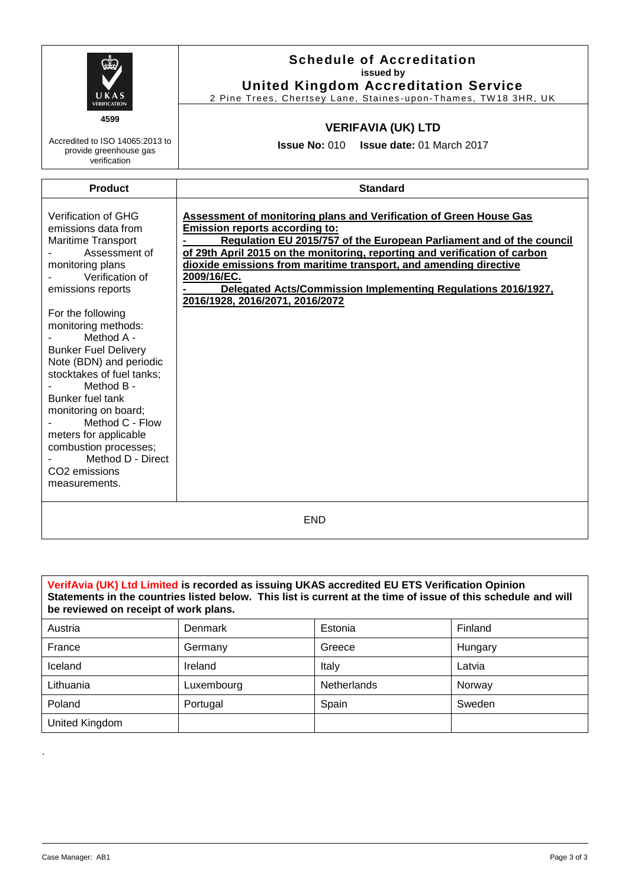**Schedule of Accreditation**
issued by
**United Kingdom Accreditation Service**
2 Pine Trees, Chertsey Lane, Staines-upon-Thames, TW18 3HR, UK

UKAS VERIFICATION

4599

Accredited to ISO 14065:2013 to provide greenhouse gas verification

## VERIFAVIA (UK) LTD

**Issue No:** 010 **Issue date:** 01 March 2017

| Product | Standard |
|---|---|
| Verification of GHG emissions data from Maritime Transport<br>- Assessment of monitoring plans<br>- Verification of emissions reports<br><br>For the following monitoring methods:<br>- Method A - Bunker Fuel Delivery Note (BDN) and periodic stocktakes of fuel tanks;<br>- Method B - Bunker fuel tank monitoring on board;<br>- Method C - Flow meters for applicable combustion processes;<br>- Method D - Direct $CO_2$ emissions measurements. | **Assessment of monitoring plans and Verification of Green House Gas Emission reports according to:**<br>**- Regulation EU 2015/757 of the European Parliament and of the council of 29th April 2015 on the monitoring, reporting and verification of carbon dioxide emissions from maritime transport, and amending directive 2009/16/EC.**<br>**- Delegated Acts/Commission Implementing Regulations 2016/1927, 2016/1928, 2016/2071, 2016/2072** |

END

**VerifAvia (UK) Ltd Limited is recorded as issuing UKAS accredited EU ETS Verification Opinion Statements in the countries listed below. This list is current at the time of issue of this schedule and will be reviewed on receipt of work plans.**

| | | | |
|---|---|---|---|
| Austria | Denmark | Estonia | Finland |
| France | Germany | Greece | Hungary |
| Iceland | Ireland | Italy | Latvia |
| Lithuania | Luxembourg | Netherlands | Norway |
| Poland | Portugal | Spain | Sweden |
| United Kingdom | | | |

.

Case Manager: AB1